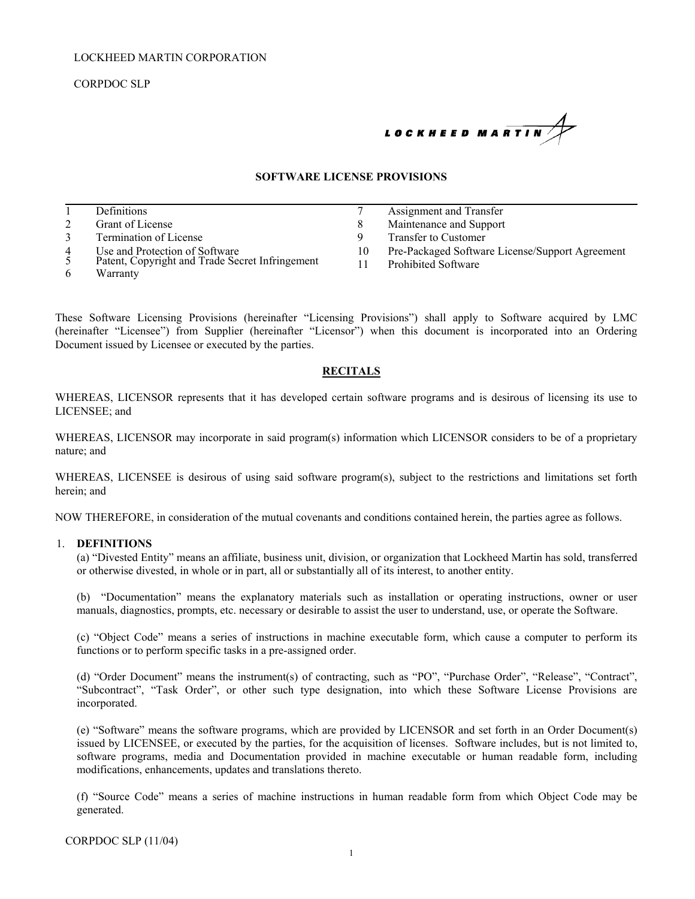LOCKHEED MARTIN CORPORATION

CORPDOC SLP

LOCKHEED MARTIN

## SOFTWARE LICENSE PROVISIONS

| | | | |
|---|---|---|---|
| 1 | Definitions | 7 | Assignment and Transfer |
| 2 | Grant of License | 8 | Maintenance and Support |
| 3 | Termination of License | 9 | Transfer to Customer |
| 4 | Use and Protection of Software | 10 | Pre-Packaged Software License/Support Agreement |
| 5 | Patent, Copyright and Trade Secret Infringement | 11 | Prohibited Software |
| 6 | Warranty | | |

These Software Licensing Provisions (hereinafter "Licensing Provisions") shall apply to Software acquired by LMC (hereinafter "Licensee") from Supplier (hereinafter "Licensor") when this document is incorporated into an Ordering Document issued by Licensee or executed by the parties.

### RECITALS

WHEREAS, LICENSOR represents that it has developed certain software programs and is desirous of licensing its use to LICENSEE; and

WHEREAS, LICENSOR may incorporate in said program(s) information which LICENSOR considers to be of a proprietary nature; and

WHEREAS, LICENSEE is desirous of using said software program(s), subject to the restrictions and limitations set forth herein; and

NOW THEREFORE, in consideration of the mutual covenants and conditions contained herein, the parties agree as follows.

1. **DEFINITIONS**

(a) "Divested Entity" means an affiliate, business unit, division, or organization that Lockheed Martin has sold, transferred or otherwise divested, in whole or in part, all or substantially all of its interest, to another entity.

(b) "Documentation" means the explanatory materials such as installation or operating instructions, owner or user manuals, diagnostics, prompts, etc. necessary or desirable to assist the user to understand, use, or operate the Software.

(c) "Object Code" means a series of instructions in machine executable form, which cause a computer to perform its functions or to perform specific tasks in a pre-assigned order.

(d) "Order Document" means the instrument(s) of contracting, such as "PO", "Purchase Order", "Release", "Contract", "Subcontract", "Task Order", or other such type designation, into which these Software License Provisions are incorporated.

(e) "Software" means the software programs, which are provided by LICENSOR and set forth in an Order Document(s) issued by LICENSEE, or executed by the parties, for the acquisition of licenses. Software includes, but is not limited to, software programs, media and Documentation provided in machine executable or human readable form, including modifications, enhancements, updates and translations thereto.

(f) "Source Code" means a series of machine instructions in human readable form from which Object Code may be generated.

CORPDOC SLP (11/04)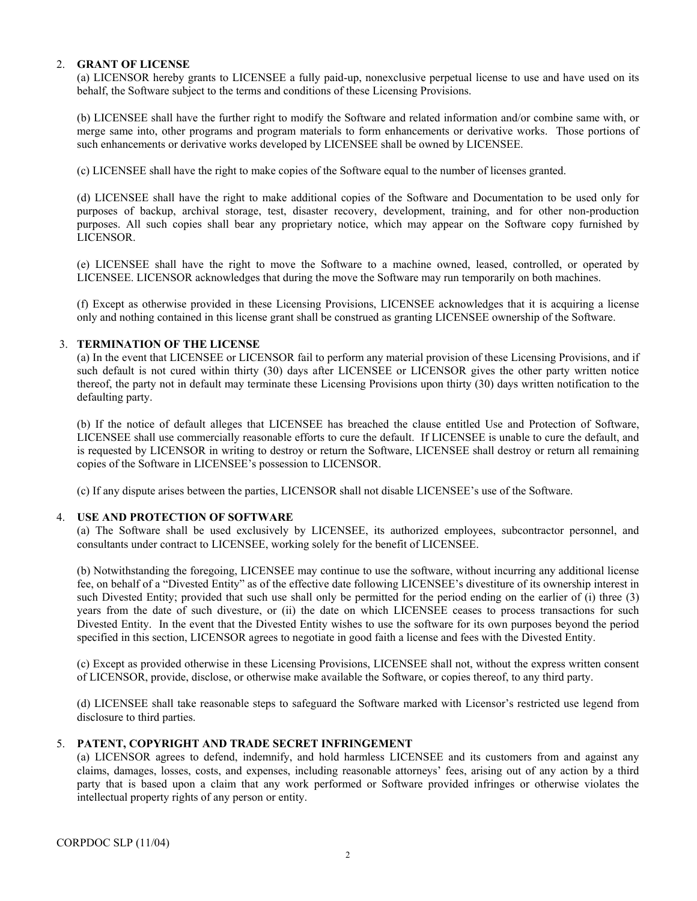## 2. GRANT OF LICENSE

(a) LICENSOR hereby grants to LICENSEE a fully paid-up, nonexclusive perpetual license to use and have used on its behalf, the Software subject to the terms and conditions of these Licensing Provisions.

(b) LICENSEE shall have the further right to modify the Software and related information and/or combine same with, or merge same into, other programs and program materials to form enhancements or derivative works. Those portions of such enhancements or derivative works developed by LICENSEE shall be owned by LICENSEE.

(c) LICENSEE shall have the right to make copies of the Software equal to the number of licenses granted.

(d) LICENSEE shall have the right to make additional copies of the Software and Documentation to be used only for purposes of backup, archival storage, test, disaster recovery, development, training, and for other non-production purposes. All such copies shall bear any proprietary notice, which may appear on the Software copy furnished by LICENSOR.

(e) LICENSEE shall have the right to move the Software to a machine owned, leased, controlled, or operated by LICENSEE. LICENSOR acknowledges that during the move the Software may run temporarily on both machines.

(f) Except as otherwise provided in these Licensing Provisions, LICENSEE acknowledges that it is acquiring a license only and nothing contained in this license grant shall be construed as granting LICENSEE ownership of the Software.

## 3. TERMINATION OF THE LICENSE

(a) In the event that LICENSEE or LICENSOR fail to perform any material provision of these Licensing Provisions, and if such default is not cured within thirty (30) days after LICENSEE or LICENSOR gives the other party written notice thereof, the party not in default may terminate these Licensing Provisions upon thirty (30) days written notification to the defaulting party.

(b) If the notice of default alleges that LICENSEE has breached the clause entitled Use and Protection of Software, LICENSEE shall use commercially reasonable efforts to cure the default. If LICENSEE is unable to cure the default, and is requested by LICENSOR in writing to destroy or return the Software, LICENSEE shall destroy or return all remaining copies of the Software in LICENSEE's possession to LICENSOR.

(c) If any dispute arises between the parties, LICENSOR shall not disable LICENSEE's use of the Software.

## 4. USE AND PROTECTION OF SOFTWARE

(a) The Software shall be used exclusively by LICENSEE, its authorized employees, subcontractor personnel, and consultants under contract to LICENSEE, working solely for the benefit of LICENSEE.

(b) Notwithstanding the foregoing, LICENSEE may continue to use the software, without incurring any additional license fee, on behalf of a "Divested Entity" as of the effective date following LICENSEE's divestiture of its ownership interest in such Divested Entity; provided that such use shall only be permitted for the period ending on the earlier of (i) three (3) years from the date of such divesture, or (ii) the date on which LICENSEE ceases to process transactions for such Divested Entity. In the event that the Divested Entity wishes to use the software for its own purposes beyond the period specified in this section, LICENSOR agrees to negotiate in good faith a license and fees with the Divested Entity.

(c) Except as provided otherwise in these Licensing Provisions, LICENSEE shall not, without the express written consent of LICENSOR, provide, disclose, or otherwise make available the Software, or copies thereof, to any third party.

(d) LICENSEE shall take reasonable steps to safeguard the Software marked with Licensor's restricted use legend from disclosure to third parties.

## 5. PATENT, COPYRIGHT AND TRADE SECRET INFRINGEMENT

(a) LICENSOR agrees to defend, indemnify, and hold harmless LICENSEE and its customers from and against any claims, damages, losses, costs, and expenses, including reasonable attorneys' fees, arising out of any action by a third party that is based upon a claim that any work performed or Software provided infringes or otherwise violates the intellectual property rights of any person or entity.

CORPDOC SLP (11/04)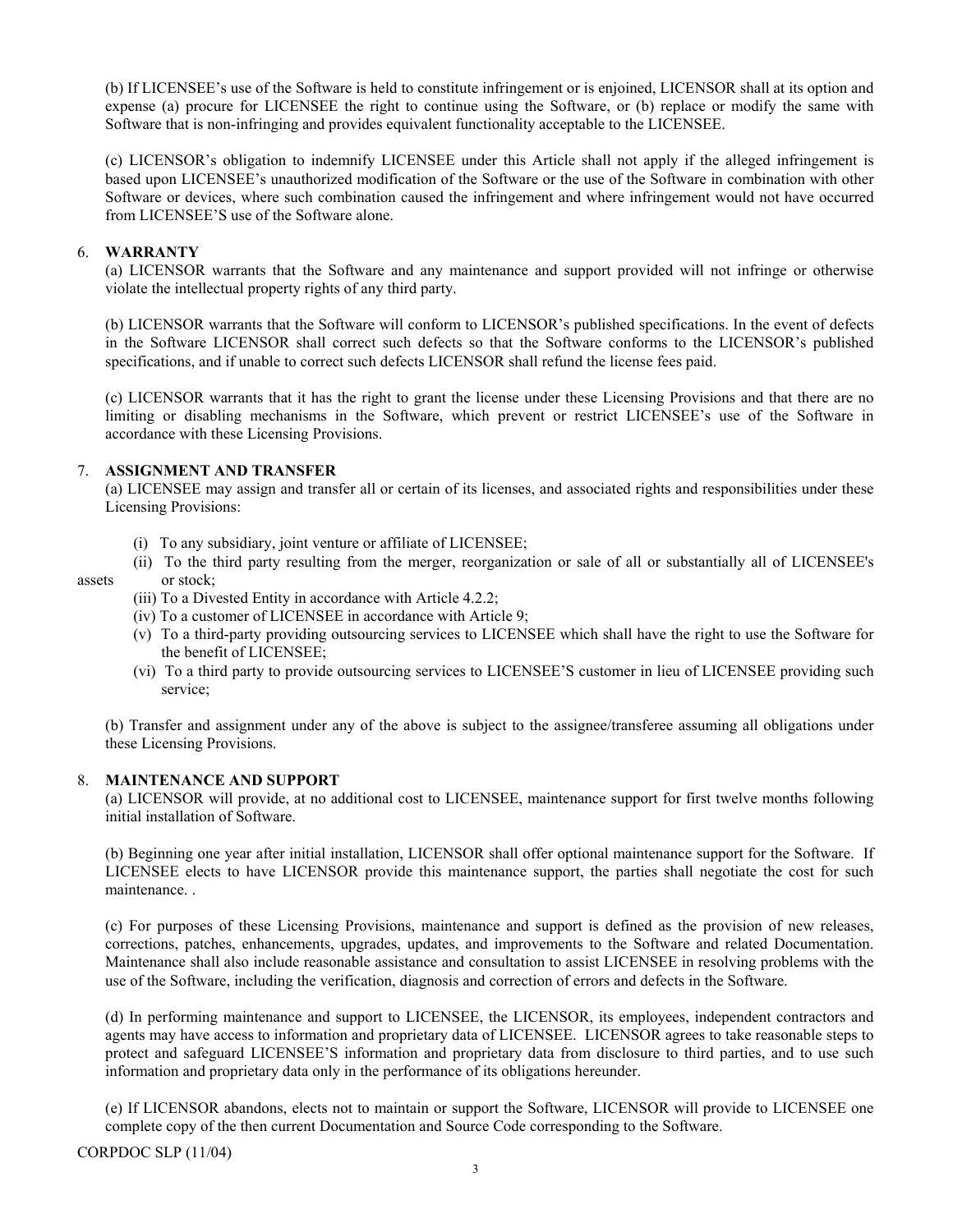(b) If LICENSEE's use of the Software is held to constitute infringement or is enjoined, LICENSOR shall at its option and expense (a) procure for LICENSEE the right to continue using the Software, or (b) replace or modify the same with Software that is non-infringing and provides equivalent functionality acceptable to the LICENSEE.

(c) LICENSOR's obligation to indemnify LICENSEE under this Article shall not apply if the alleged infringement is based upon LICENSEE's unauthorized modification of the Software or the use of the Software in combination with other Software or devices, where such combination caused the infringement and where infringement would not have occurred from LICENSEE'S use of the Software alone.

6. **WARRANTY**

(a) LICENSOR warrants that the Software and any maintenance and support provided will not infringe or otherwise violate the intellectual property rights of any third party.

(b) LICENSOR warrants that the Software will conform to LICENSOR's published specifications. In the event of defects in the Software LICENSOR shall correct such defects so that the Software conforms to the LICENSOR's published specifications, and if unable to correct such defects LICENSOR shall refund the license fees paid.

(c) LICENSOR warrants that it has the right to grant the license under these Licensing Provisions and that there are no limiting or disabling mechanisms in the Software, which prevent or restrict LICENSEE's use of the Software in accordance with these Licensing Provisions.

7. **ASSIGNMENT AND TRANSFER**

(a) LICENSEE may assign and transfer all or certain of its licenses, and associated rights and responsibilities under these Licensing Provisions:

(i) To any subsidiary, joint venture or affiliate of LICENSEE;

(ii) To the third party resulting from the merger, reorganization or sale of all or substantially all of LICENSEE's assets or stock;

(iii) To a Divested Entity in accordance with Article 4.2.2;

(iv) To a customer of LICENSEE in accordance with Article 9;

(v) To a third-party providing outsourcing services to LICENSEE which shall have the right to use the Software for the benefit of LICENSEE;

(vi) To a third party to provide outsourcing services to LICENSEE'S customer in lieu of LICENSEE providing such service;

(b) Transfer and assignment under any of the above is subject to the assignee/transferee assuming all obligations under these Licensing Provisions.

8. **MAINTENANCE AND SUPPORT**

(a) LICENSOR will provide, at no additional cost to LICENSEE, maintenance support for first twelve months following initial installation of Software.

(b) Beginning one year after initial installation, LICENSOR shall offer optional maintenance support for the Software. If LICENSEE elects to have LICENSOR provide this maintenance support, the parties shall negotiate the cost for such maintenance. .

(c) For purposes of these Licensing Provisions, maintenance and support is defined as the provision of new releases, corrections, patches, enhancements, upgrades, updates, and improvements to the Software and related Documentation. Maintenance shall also include reasonable assistance and consultation to assist LICENSEE in resolving problems with the use of the Software, including the verification, diagnosis and correction of errors and defects in the Software.

(d) In performing maintenance and support to LICENSEE, the LICENSOR, its employees, independent contractors and agents may have access to information and proprietary data of LICENSEE. LICENSOR agrees to take reasonable steps to protect and safeguard LICENSEE'S information and proprietary data from disclosure to third parties, and to use such information and proprietary data only in the performance of its obligations hereunder.

(e) If LICENSOR abandons, elects not to maintain or support the Software, LICENSOR will provide to LICENSEE one complete copy of the then current Documentation and Source Code corresponding to the Software.

CORPDOC SLP (11/04)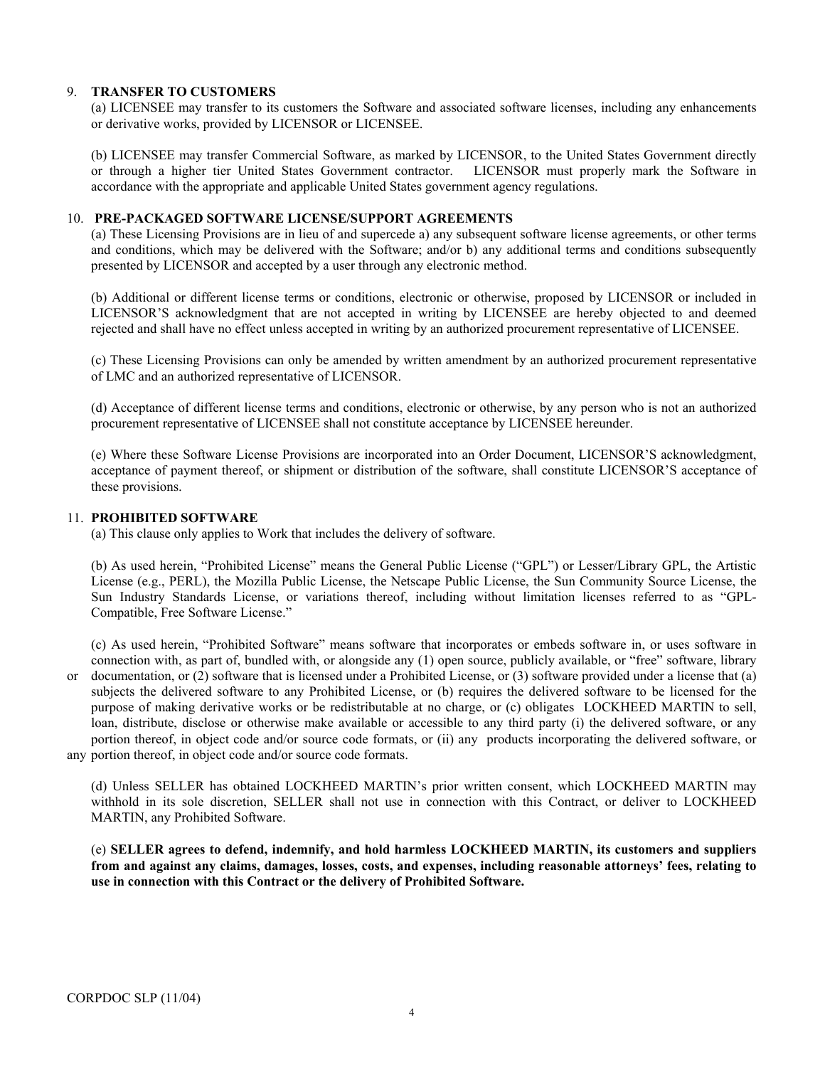## 9. TRANSFER TO CUSTOMERS

(a) LICENSEE may transfer to its customers the Software and associated software licenses, including any enhancements or derivative works, provided by LICENSOR or LICENSEE.

(b) LICENSEE may transfer Commercial Software, as marked by LICENSOR, to the United States Government directly or through a higher tier United States Government contractor. LICENSOR must properly mark the Software in accordance with the appropriate and applicable United States government agency regulations.

## 10. PRE-PACKAGED SOFTWARE LICENSE/SUPPORT AGREEMENTS

(a) These Licensing Provisions are in lieu of and supercede a) any subsequent software license agreements, or other terms and conditions, which may be delivered with the Software; and/or b) any additional terms and conditions subsequently presented by LICENSOR and accepted by a user through any electronic method.

(b) Additional or different license terms or conditions, electronic or otherwise, proposed by LICENSOR or included in LICENSOR'S acknowledgment that are not accepted in writing by LICENSEE are hereby objected to and deemed rejected and shall have no effect unless accepted in writing by an authorized procurement representative of LICENSEE.

(c) These Licensing Provisions can only be amended by written amendment by an authorized procurement representative of LMC and an authorized representative of LICENSOR.

(d) Acceptance of different license terms and conditions, electronic or otherwise, by any person who is not an authorized procurement representative of LICENSEE shall not constitute acceptance by LICENSEE hereunder.

(e) Where these Software License Provisions are incorporated into an Order Document, LICENSOR'S acknowledgment, acceptance of payment thereof, or shipment or distribution of the software, shall constitute LICENSOR'S acceptance of these provisions.

## 11. PROHIBITED SOFTWARE

(a) This clause only applies to Work that includes the delivery of software.

(b) As used herein, "Prohibited License" means the General Public License ("GPL") or Lesser/Library GPL, the Artistic License (e.g., PERL), the Mozilla Public License, the Netscape Public License, the Sun Community Source License, the Sun Industry Standards License, or variations thereof, including without limitation licenses referred to as "GPL-Compatible, Free Software License."

(c) As used herein, "Prohibited Software" means software that incorporates or embeds software in, or uses software in connection with, as part of, bundled with, or alongside any (1) open source, publicly available, or "free" software, library or documentation, or (2) software that is licensed under a Prohibited License, or (3) software provided under a license that (a) subjects the delivered software to any Prohibited License, or (b) requires the delivered software to be licensed for the purpose of making derivative works or be redistributable at no charge, or (c) obligates LOCKHEED MARTIN to sell, loan, distribute, disclose or otherwise make available or accessible to any third party (i) the delivered software, or any portion thereof, in object code and/or source code formats, or (ii) any products incorporating the delivered software, or any portion thereof, in object code and/or source code formats.

(d) Unless SELLER has obtained LOCKHEED MARTIN's prior written consent, which LOCKHEED MARTIN may withhold in its sole discretion, SELLER shall not use in connection with this Contract, or deliver to LOCKHEED MARTIN, any Prohibited Software.

(e) **SELLER agrees to defend, indemnify, and hold harmless LOCKHEED MARTIN, its customers and suppliers from and against any claims, damages, losses, costs, and expenses, including reasonable attorneys' fees, relating to use in connection with this Contract or the delivery of Prohibited Software.**

CORPDOC SLP (11/04)